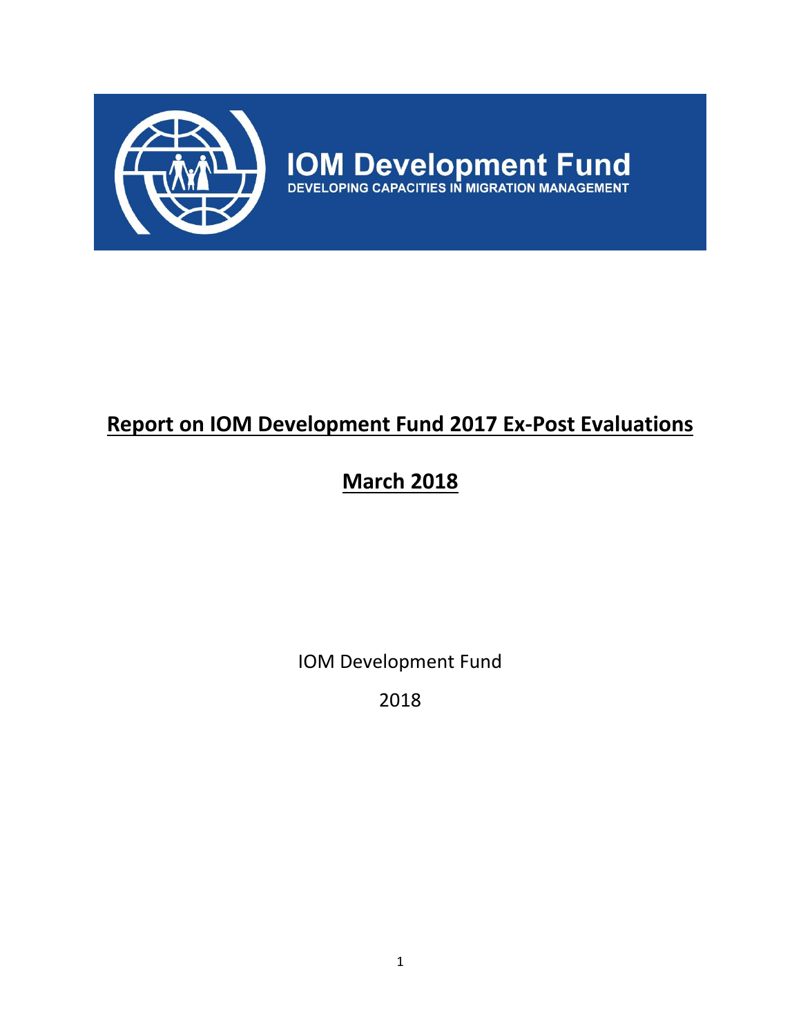IOM Development Fund

DEVELOPING CAPACITIES IN MIGRATION MANAGEMENT

# Report on IOM Development Fund 2017 Ex-Post Evaluations

## March 2018

IOM Development Fund

2018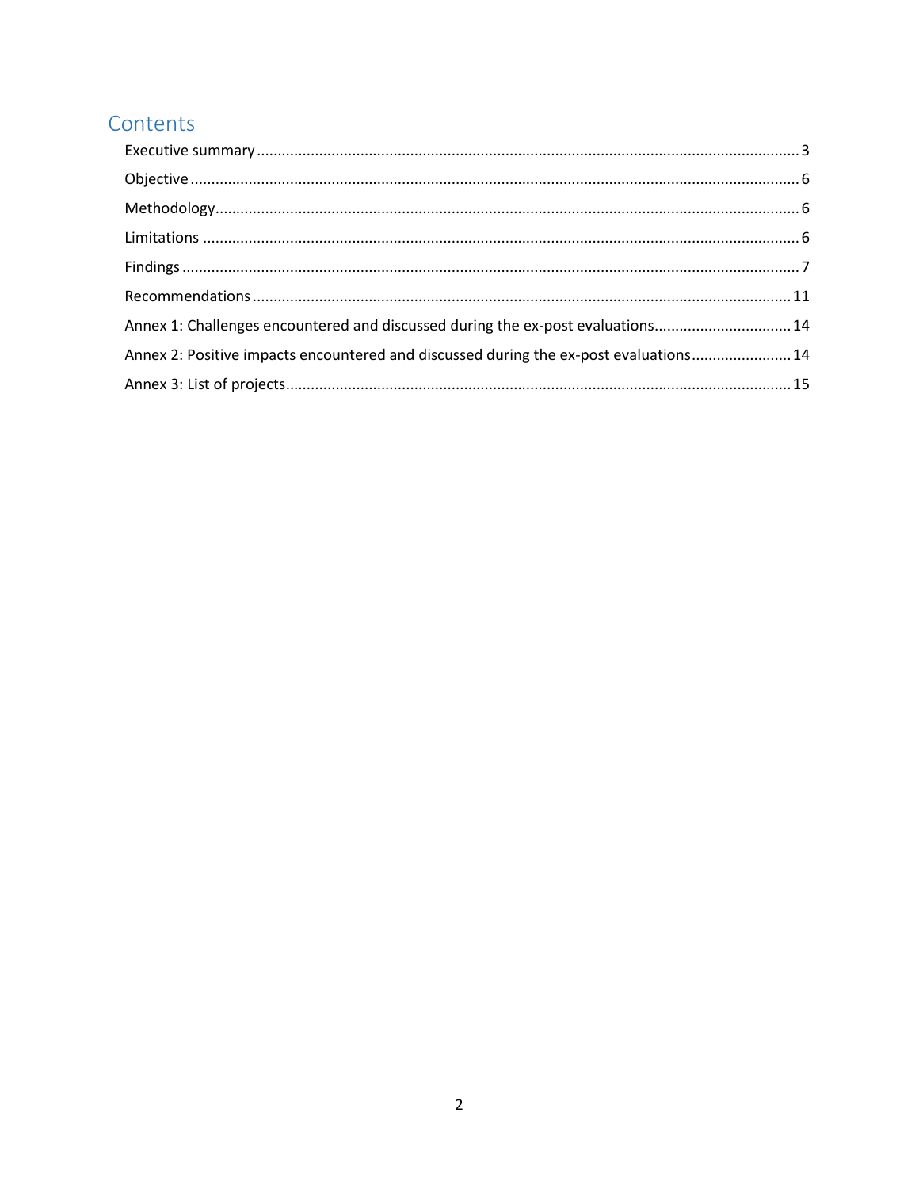# Contents

Executive summary ........................................................................................................................................ 3

Objective ......................................................................................................................................................... 6

Methodology................................................................................................................................................... 6

Limitations ...................................................................................................................................................... 6

Findings ........................................................................................................................................................... 7

Recommendations ........................................................................................................................................ 11

Annex 1: Challenges encountered and discussed during the ex-post evaluations................................. 14

Annex 2: Positive impacts encountered and discussed during the ex-post evaluations........................ 14

Annex 3: List of projects............................................................................................................................... 15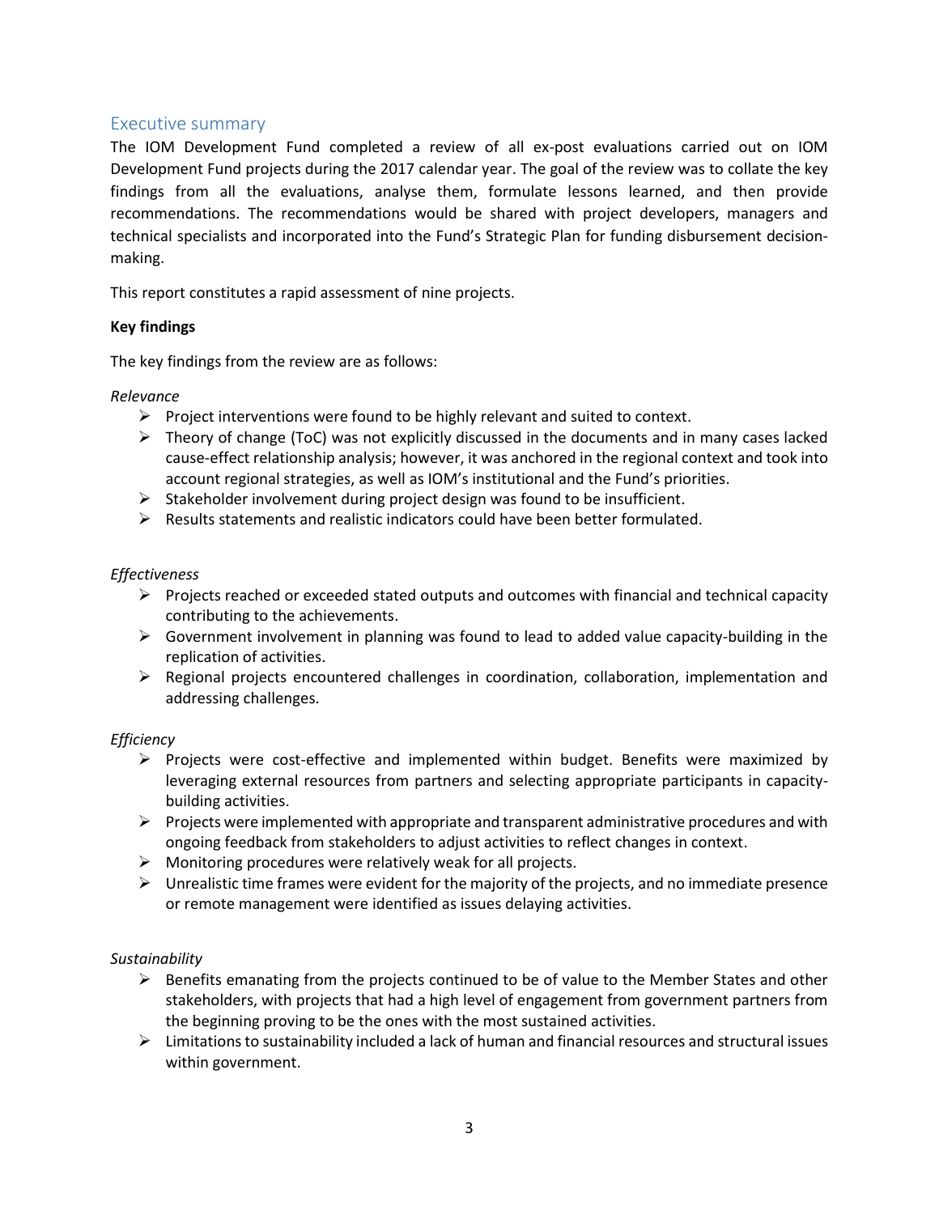## Executive summary

The IOM Development Fund completed a review of all ex-post evaluations carried out on IOM Development Fund projects during the 2017 calendar year. The goal of the review was to collate the key findings from all the evaluations, analyse them, formulate lessons learned, and then provide recommendations. The recommendations would be shared with project developers, managers and technical specialists and incorporated into the Fund's Strategic Plan for funding disbursement decision-making.

This report constitutes a rapid assessment of nine projects.

**Key findings**

The key findings from the review are as follows:

*Relevance*

- Project interventions were found to be highly relevant and suited to context.
- Theory of change (ToC) was not explicitly discussed in the documents and in many cases lacked cause-effect relationship analysis; however, it was anchored in the regional context and took into account regional strategies, as well as IOM's institutional and the Fund's priorities.
- Stakeholder involvement during project design was found to be insufficient.
- Results statements and realistic indicators could have been better formulated.

*Effectiveness*

- Projects reached or exceeded stated outputs and outcomes with financial and technical capacity contributing to the achievements.
- Government involvement in planning was found to lead to added value capacity-building in the replication of activities.
- Regional projects encountered challenges in coordination, collaboration, implementation and addressing challenges.

*Efficiency*

- Projects were cost-effective and implemented within budget. Benefits were maximized by leveraging external resources from partners and selecting appropriate participants in capacity-building activities.
- Projects were implemented with appropriate and transparent administrative procedures and with ongoing feedback from stakeholders to adjust activities to reflect changes in context.
- Monitoring procedures were relatively weak for all projects.
- Unrealistic time frames were evident for the majority of the projects, and no immediate presence or remote management were identified as issues delaying activities.

*Sustainability*

- Benefits emanating from the projects continued to be of value to the Member States and other stakeholders, with projects that had a high level of engagement from government partners from the beginning proving to be the ones with the most sustained activities.
- Limitations to sustainability included a lack of human and financial resources and structural issues within government.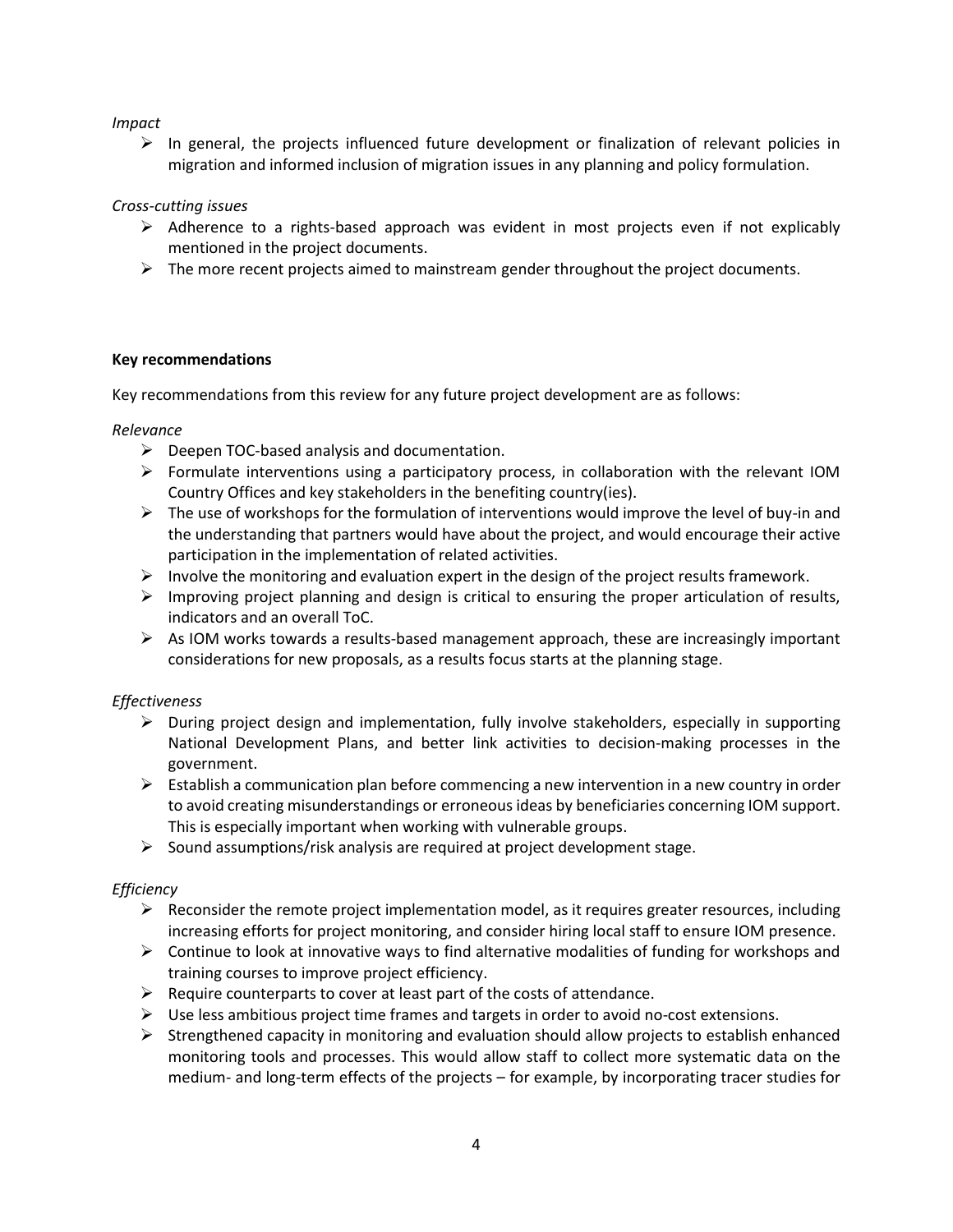*Impact*

- In general, the projects influenced future development or finalization of relevant policies in migration and informed inclusion of migration issues in any planning and policy formulation.

*Cross-cutting issues*

- Adherence to a rights-based approach was evident in most projects even if not explicably mentioned in the project documents.
- The more recent projects aimed to mainstream gender throughout the project documents.

**Key recommendations**

Key recommendations from this review for any future project development are as follows:

*Relevance*

- Deepen TOC-based analysis and documentation.
- Formulate interventions using a participatory process, in collaboration with the relevant IOM Country Offices and key stakeholders in the benefiting country(ies).
- The use of workshops for the formulation of interventions would improve the level of buy-in and the understanding that partners would have about the project, and would encourage their active participation in the implementation of related activities.
- Involve the monitoring and evaluation expert in the design of the project results framework.
- Improving project planning and design is critical to ensuring the proper articulation of results, indicators and an overall ToC.
- As IOM works towards a results-based management approach, these are increasingly important considerations for new proposals, as a results focus starts at the planning stage.

*Effectiveness*

- During project design and implementation, fully involve stakeholders, especially in supporting National Development Plans, and better link activities to decision-making processes in the government.
- Establish a communication plan before commencing a new intervention in a new country in order to avoid creating misunderstandings or erroneous ideas by beneficiaries concerning IOM support. This is especially important when working with vulnerable groups.
- Sound assumptions/risk analysis are required at project development stage.

*Efficiency*

- Reconsider the remote project implementation model, as it requires greater resources, including increasing efforts for project monitoring, and consider hiring local staff to ensure IOM presence.
- Continue to look at innovative ways to find alternative modalities of funding for workshops and training courses to improve project efficiency.
- Require counterparts to cover at least part of the costs of attendance.
- Use less ambitious project time frames and targets in order to avoid no-cost extensions.
- Strengthened capacity in monitoring and evaluation should allow projects to establish enhanced monitoring tools and processes. This would allow staff to collect more systematic data on the medium- and long-term effects of the projects – for example, by incorporating tracer studies for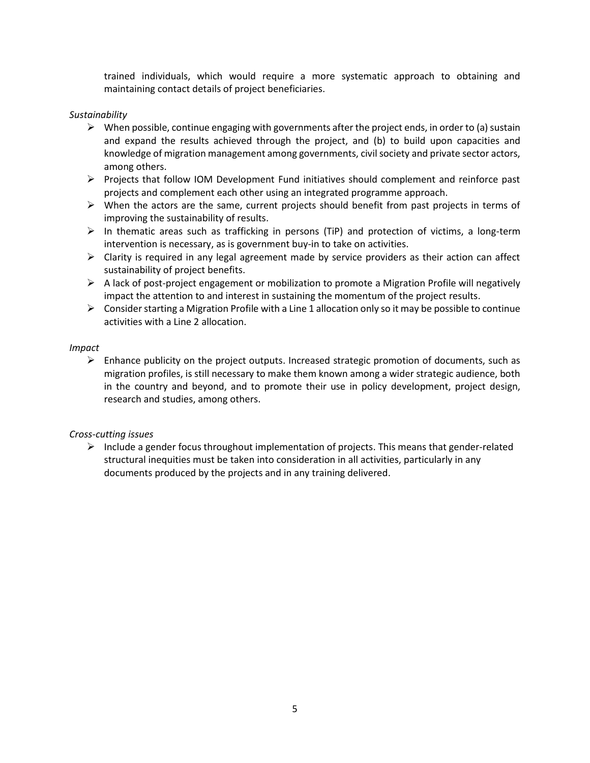trained individuals, which would require a more systematic approach to obtaining and maintaining contact details of project beneficiaries.

*Sustainability*

- When possible, continue engaging with governments after the project ends, in order to (a) sustain and expand the results achieved through the project, and (b) to build upon capacities and knowledge of migration management among governments, civil society and private sector actors, among others.
- Projects that follow IOM Development Fund initiatives should complement and reinforce past projects and complement each other using an integrated programme approach.
- When the actors are the same, current projects should benefit from past projects in terms of improving the sustainability of results.
- In thematic areas such as trafficking in persons (TiP) and protection of victims, a long-term intervention is necessary, as is government buy-in to take on activities.
- Clarity is required in any legal agreement made by service providers as their action can affect sustainability of project benefits.
- A lack of post-project engagement or mobilization to promote a Migration Profile will negatively impact the attention to and interest in sustaining the momentum of the project results.
- Consider starting a Migration Profile with a Line 1 allocation only so it may be possible to continue activities with a Line 2 allocation.

*Impact*

- Enhance publicity on the project outputs. Increased strategic promotion of documents, such as migration profiles, is still necessary to make them known among a wider strategic audience, both in the country and beyond, and to promote their use in policy development, project design, research and studies, among others.

*Cross-cutting issues*

- Include a gender focus throughout implementation of projects. This means that gender-related structural inequities must be taken into consideration in all activities, particularly in any documents produced by the projects and in any training delivered.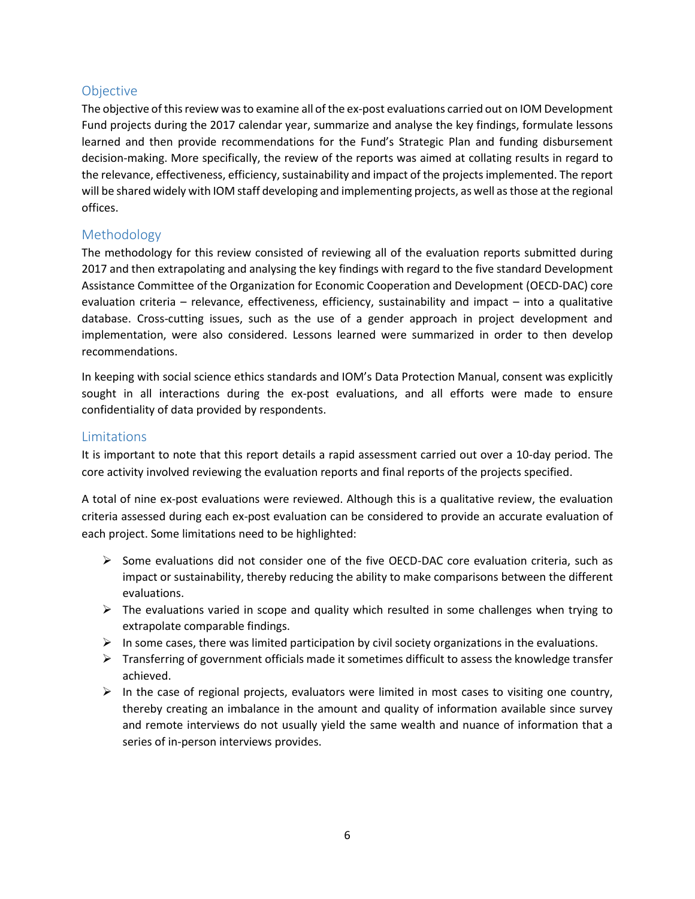## Objective

The objective of this review was to examine all of the ex-post evaluations carried out on IOM Development Fund projects during the 2017 calendar year, summarize and analyse the key findings, formulate lessons learned and then provide recommendations for the Fund's Strategic Plan and funding disbursement decision-making. More specifically, the review of the reports was aimed at collating results in regard to the relevance, effectiveness, efficiency, sustainability and impact of the projects implemented. The report will be shared widely with IOM staff developing and implementing projects, as well as those at the regional offices.

## Methodology

The methodology for this review consisted of reviewing all of the evaluation reports submitted during 2017 and then extrapolating and analysing the key findings with regard to the five standard Development Assistance Committee of the Organization for Economic Cooperation and Development (OECD-DAC) core evaluation criteria – relevance, effectiveness, efficiency, sustainability and impact – into a qualitative database. Cross-cutting issues, such as the use of a gender approach in project development and implementation, were also considered. Lessons learned were summarized in order to then develop recommendations.

In keeping with social science ethics standards and IOM's Data Protection Manual, consent was explicitly sought in all interactions during the ex-post evaluations, and all efforts were made to ensure confidentiality of data provided by respondents.

## Limitations

It is important to note that this report details a rapid assessment carried out over a 10-day period. The core activity involved reviewing the evaluation reports and final reports of the projects specified.

A total of nine ex-post evaluations were reviewed. Although this is a qualitative review, the evaluation criteria assessed during each ex-post evaluation can be considered to provide an accurate evaluation of each project. Some limitations need to be highlighted:

- Some evaluations did not consider one of the five OECD-DAC core evaluation criteria, such as impact or sustainability, thereby reducing the ability to make comparisons between the different evaluations.
- The evaluations varied in scope and quality which resulted in some challenges when trying to extrapolate comparable findings.
- In some cases, there was limited participation by civil society organizations in the evaluations.
- Transferring of government officials made it sometimes difficult to assess the knowledge transfer achieved.
- In the case of regional projects, evaluators were limited in most cases to visiting one country, thereby creating an imbalance in the amount and quality of information available since survey and remote interviews do not usually yield the same wealth and nuance of information that a series of in-person interviews provides.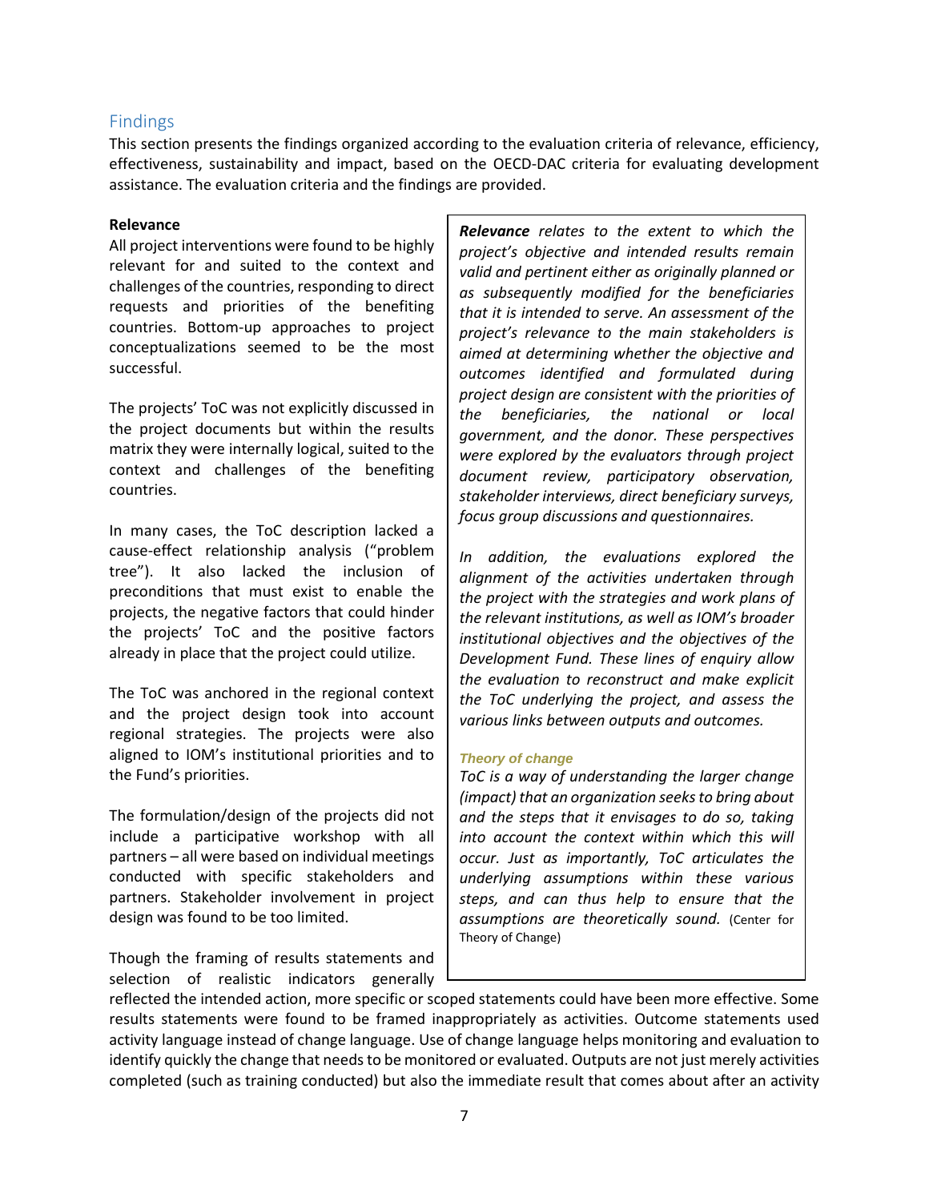## Findings

This section presents the findings organized according to the evaluation criteria of relevance, efficiency, effectiveness, sustainability and impact, based on the OECD-DAC criteria for evaluating development assistance. The evaluation criteria and the findings are provided.

**Relevance**

All project interventions were found to be highly relevant for and suited to the context and challenges of the countries, responding to direct requests and priorities of the benefiting countries. Bottom-up approaches to project conceptualizations seemed to be the most successful.

The projects' ToC was not explicitly discussed in the project documents but within the results matrix they were internally logical, suited to the context and challenges of the benefiting countries.

In many cases, the ToC description lacked a cause-effect relationship analysis ("problem tree"). It also lacked the inclusion of preconditions that must exist to enable the projects, the negative factors that could hinder the projects' ToC and the positive factors already in place that the project could utilize.

The ToC was anchored in the regional context and the project design took into account regional strategies. The projects were also aligned to IOM's institutional priorities and to the Fund's priorities.

The formulation/design of the projects did not include a participative workshop with all partners – all were based on individual meetings conducted with specific stakeholders and partners. Stakeholder involvement in project design was found to be too limited.

Though the framing of results statements and selection of realistic indicators generally reflected the intended action, more specific or scoped statements could have been more effective. Some results statements were found to be framed inappropriately as activities. Outcome statements used activity language instead of change language. Use of change language helps monitoring and evaluation to identify quickly the change that needs to be monitored or evaluated. Outputs are not just merely activities completed (such as training conducted) but also the immediate result that comes about after an activity

> ***Relevance*** *relates to the extent to which the project's objective and intended results remain valid and pertinent either as originally planned or as subsequently modified for the beneficiaries that it is intended to serve. An assessment of the project's relevance to the main stakeholders is aimed at determining whether the objective and outcomes identified and formulated during project design are consistent with the priorities of the beneficiaries, the national or local government, and the donor. These perspectives were explored by the evaluators through project document review, participatory observation, stakeholder interviews, direct beneficiary surveys, focus group discussions and questionnaires.*
>
> *In addition, the evaluations explored the alignment of the activities undertaken through the project with the strategies and work plans of the relevant institutions, as well as IOM's broader institutional objectives and the objectives of the Development Fund. These lines of enquiry allow the evaluation to reconstruct and make explicit the ToC underlying the project, and assess the various links between outputs and outcomes.*
>
> ***Theory of change***
>
> *ToC is a way of understanding the larger change (impact) that an organization seeks to bring about and the steps that it envisages to do so, taking into account the context within which this will occur. Just as importantly, ToC articulates the underlying assumptions within these various steps, and can thus help to ensure that the assumptions are theoretically sound.* (Center for Theory of Change)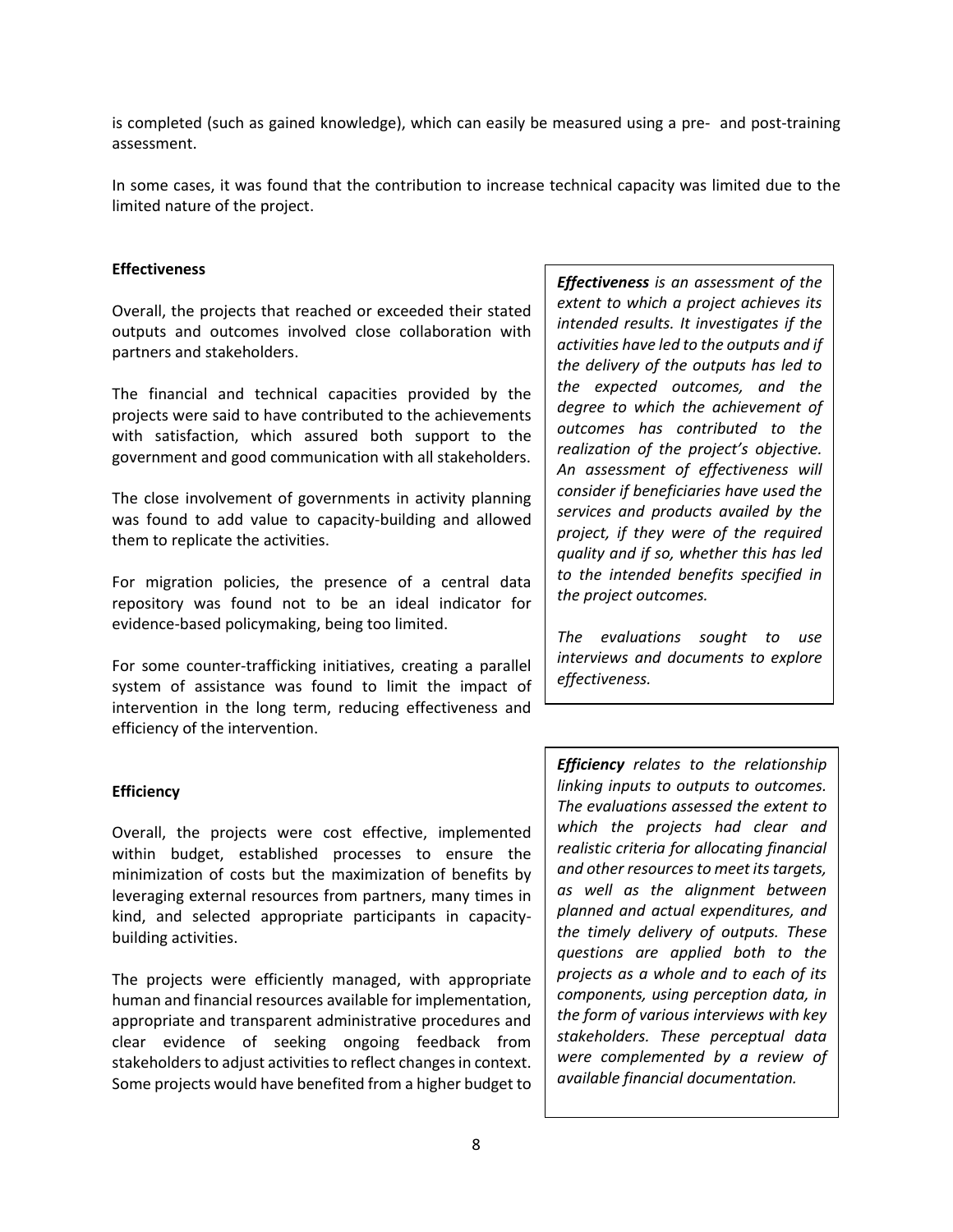is completed (such as gained knowledge), which can easily be measured using a pre- and post-training assessment.

In some cases, it was found that the contribution to increase technical capacity was limited due to the limited nature of the project.

**Effectiveness**

Overall, the projects that reached or exceeded their stated outputs and outcomes involved close collaboration with partners and stakeholders.

The financial and technical capacities provided by the projects were said to have contributed to the achievements with satisfaction, which assured both support to the government and good communication with all stakeholders.

The close involvement of governments in activity planning was found to add value to capacity-building and allowed them to replicate the activities.

For migration policies, the presence of a central data repository was found not to be an ideal indicator for evidence-based policymaking, being too limited.

For some counter-trafficking initiatives, creating a parallel system of assistance was found to limit the impact of intervention in the long term, reducing effectiveness and efficiency of the intervention.

> ***Effectiveness** is an assessment of the extent to which a project achieves its intended results. It investigates if the activities have led to the outputs and if the delivery of the outputs has led to the expected outcomes, and the degree to which the achievement of outcomes has contributed to the realization of the project's objective. An assessment of effectiveness will consider if beneficiaries have used the services and products availed by the project, if they were of the required quality and if so, whether this has led to the intended benefits specified in the project outcomes.*
>
> *The evaluations sought to use interviews and documents to explore effectiveness.*

**Efficiency**

Overall, the projects were cost effective, implemented within budget, established processes to ensure the minimization of costs but the maximization of benefits by leveraging external resources from partners, many times in kind, and selected appropriate participants in capacity-building activities.

The projects were efficiently managed, with appropriate human and financial resources available for implementation, appropriate and transparent administrative procedures and clear evidence of seeking ongoing feedback from stakeholders to adjust activities to reflect changes in context. Some projects would have benefited from a higher budget to

> ***Efficiency** relates to the relationship linking inputs to outputs to outcomes. The evaluations assessed the extent to which the projects had clear and realistic criteria for allocating financial and other resources to meet its targets, as well as the alignment between planned and actual expenditures, and the timely delivery of outputs. These questions are applied both to the projects as a whole and to each of its components, using perception data, in the form of various interviews with key stakeholders. These perceptual data were complemented by a review of available financial documentation.*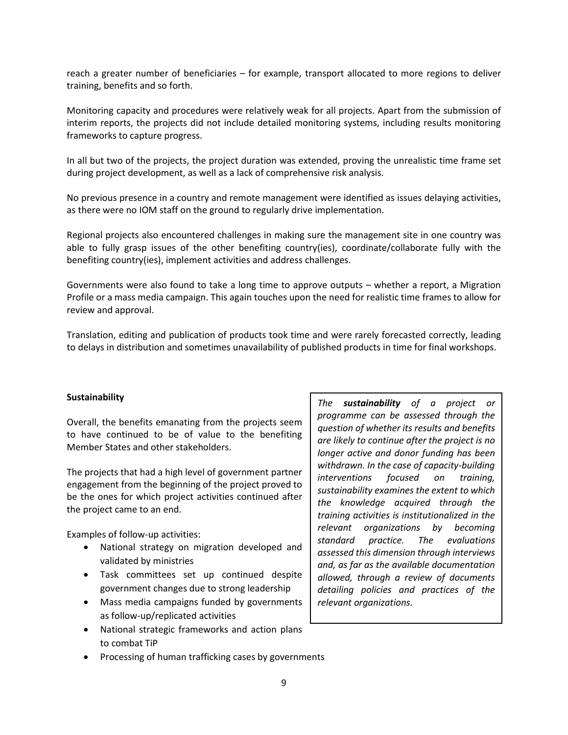reach a greater number of beneficiaries – for example, transport allocated to more regions to deliver training, benefits and so forth.

Monitoring capacity and procedures were relatively weak for all projects. Apart from the submission of interim reports, the projects did not include detailed monitoring systems, including results monitoring frameworks to capture progress.

In all but two of the projects, the project duration was extended, proving the unrealistic time frame set during project development, as well as a lack of comprehensive risk analysis.

No previous presence in a country and remote management were identified as issues delaying activities, as there were no IOM staff on the ground to regularly drive implementation.

Regional projects also encountered challenges in making sure the management site in one country was able to fully grasp issues of the other benefiting country(ies), coordinate/collaborate fully with the benefiting country(ies), implement activities and address challenges.

Governments were also found to take a long time to approve outputs – whether a report, a Migration Profile or a mass media campaign. This again touches upon the need for realistic time frames to allow for review and approval.

Translation, editing and publication of products took time and were rarely forecasted correctly, leading to delays in distribution and sometimes unavailability of published products in time for final workshops.

**Sustainability**

*The* ***sustainability*** *of a project or programme can be assessed through the question of whether its results and benefits are likely to continue after the project is no longer active and donor funding has been withdrawn. In the case of capacity-building interventions focused on training, sustainability examines the extent to which the knowledge acquired through the training activities is institutionalized in the relevant organizations by becoming standard practice. The evaluations assessed this dimension through interviews and, as far as the available documentation allowed, through a review of documents detailing policies and practices of the relevant organizations.*

Overall, the benefits emanating from the projects seem to have continued to be of value to the benefiting Member States and other stakeholders.

The projects that had a high level of government partner engagement from the beginning of the project proved to be the ones for which project activities continued after the project came to an end.

Examples of follow-up activities:

- National strategy on migration developed and validated by ministries
- Task committees set up continued despite government changes due to strong leadership
- Mass media campaigns funded by governments as follow-up/replicated activities
- National strategic frameworks and action plans to combat TiP
- Processing of human trafficking cases by governments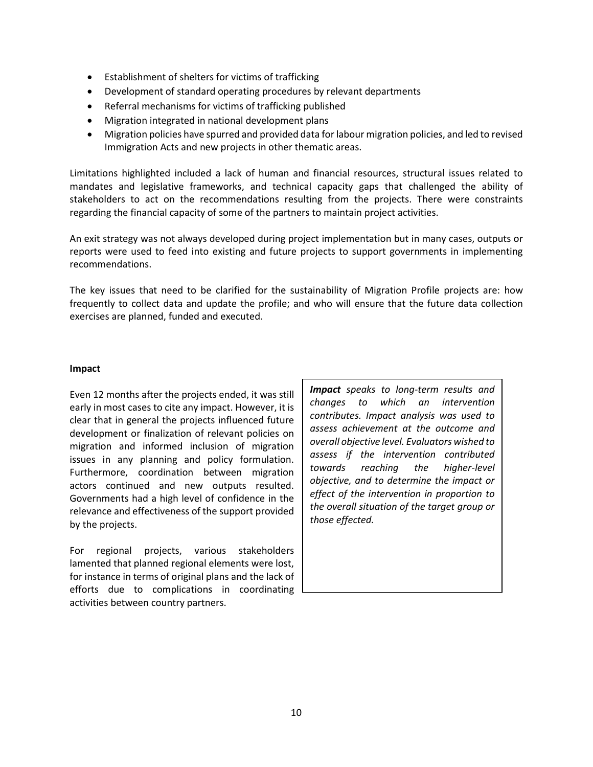- Establishment of shelters for victims of trafficking
- Development of standard operating procedures by relevant departments
- Referral mechanisms for victims of trafficking published
- Migration integrated in national development plans
- Migration policies have spurred and provided data for labour migration policies, and led to revised Immigration Acts and new projects in other thematic areas.

Limitations highlighted included a lack of human and financial resources, structural issues related to mandates and legislative frameworks, and technical capacity gaps that challenged the ability of stakeholders to act on the recommendations resulting from the projects. There were constraints regarding the financial capacity of some of the partners to maintain project activities.

An exit strategy was not always developed during project implementation but in many cases, outputs or reports were used to feed into existing and future projects to support governments in implementing recommendations.

The key issues that need to be clarified for the sustainability of Migration Profile projects are: how frequently to collect data and update the profile; and who will ensure that the future data collection exercises are planned, funded and executed.

**Impact**

Even 12 months after the projects ended, it was still early in most cases to cite any impact. However, it is clear that in general the projects influenced future development or finalization of relevant policies on migration and informed inclusion of migration issues in any planning and policy formulation. Furthermore, coordination between migration actors continued and new outputs resulted. Governments had a high level of confidence in the relevance and effectiveness of the support provided by the projects.

For regional projects, various stakeholders lamented that planned regional elements were lost, for instance in terms of original plans and the lack of efforts due to complications in coordinating activities between country partners.

***Impact*** *speaks to long-term results and changes to which an intervention contributes. Impact analysis was used to assess achievement at the outcome and overall objective level. Evaluators wished to assess if the intervention contributed towards reaching the higher-level objective, and to determine the impact or effect of the intervention in proportion to the overall situation of the target group or those effected.*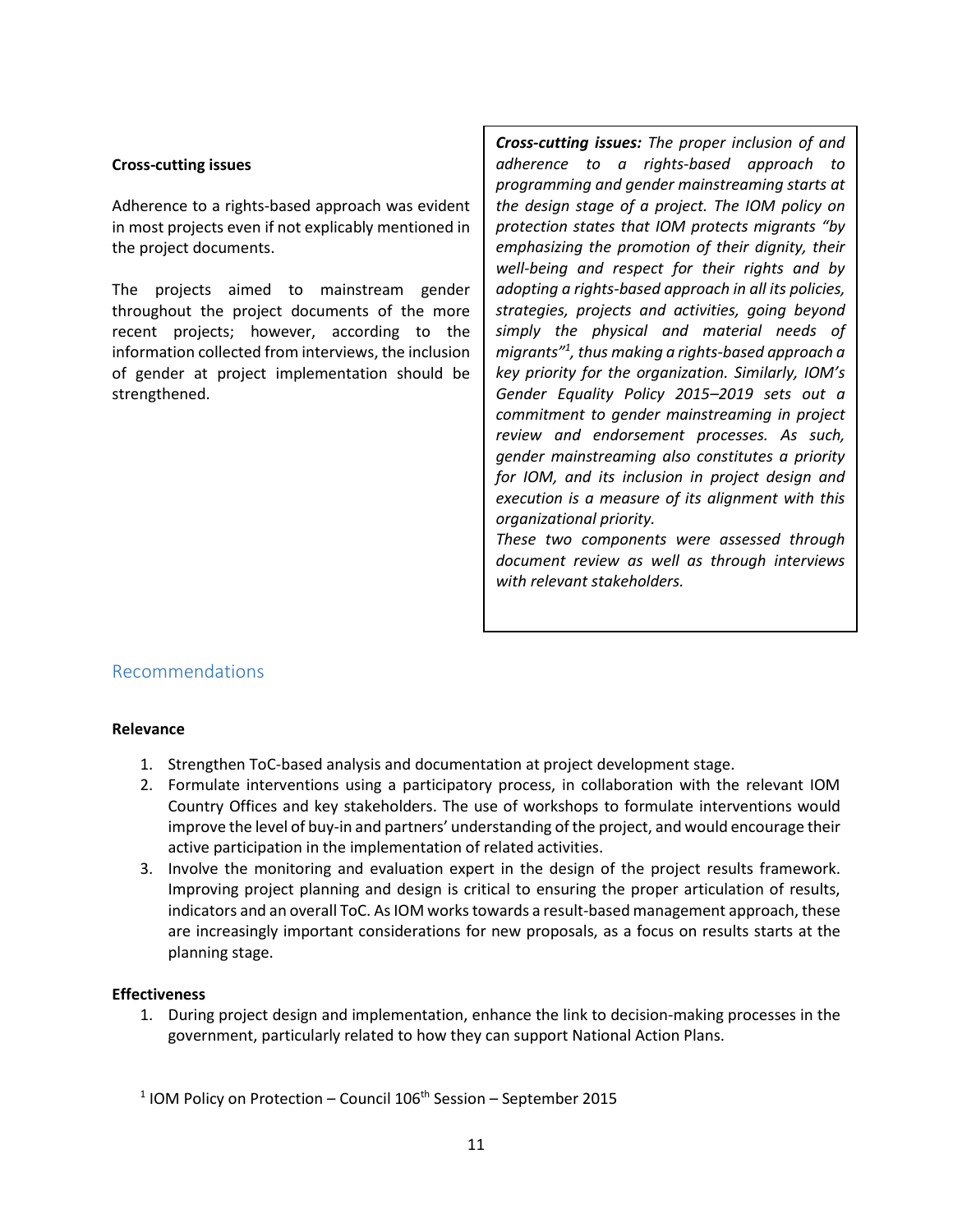**Cross-cutting issues**

Adherence to a rights-based approach was evident in most projects even if not explicably mentioned in the project documents.

The projects aimed to mainstream gender throughout the project documents of the more recent projects; however, according to the information collected from interviews, the inclusion of gender at project implementation should be strengthened.

***Cross-cutting issues:*** *The proper inclusion of and adherence to a rights-based approach to programming and gender mainstreaming starts at the design stage of a project. The IOM policy on protection states that IOM protects migrants "by emphasizing the promotion of their dignity, their well-being and respect for their rights and by adopting a rights-based approach in all its policies, strategies, projects and activities, going beyond simply the physical and material needs of migrants"[1], thus making a rights-based approach a key priority for the organization. Similarly, IOM's Gender Equality Policy 2015–2019 sets out a commitment to gender mainstreaming in project review and endorsement processes. As such, gender mainstreaming also constitutes a priority for IOM, and its inclusion in project design and execution is a measure of its alignment with this organizational priority.*
*These two components were assessed through document review as well as through interviews with relevant stakeholders.*

## Recommendations

**Relevance**

1. Strengthen ToC-based analysis and documentation at project development stage.
2. Formulate interventions using a participatory process, in collaboration with the relevant IOM Country Offices and key stakeholders. The use of workshops to formulate interventions would improve the level of buy-in and partners' understanding of the project, and would encourage their active participation in the implementation of related activities.
3. Involve the monitoring and evaluation expert in the design of the project results framework. Improving project planning and design is critical to ensuring the proper articulation of results, indicators and an overall ToC. As IOM works towards a result-based management approach, these are increasingly important considerations for new proposals, as a focus on results starts at the planning stage.

**Effectiveness**

1. During project design and implementation, enhance the link to decision-making processes in the government, particularly related to how they can support National Action Plans.

[1] IOM Policy on Protection – Council 106th Session – September 2015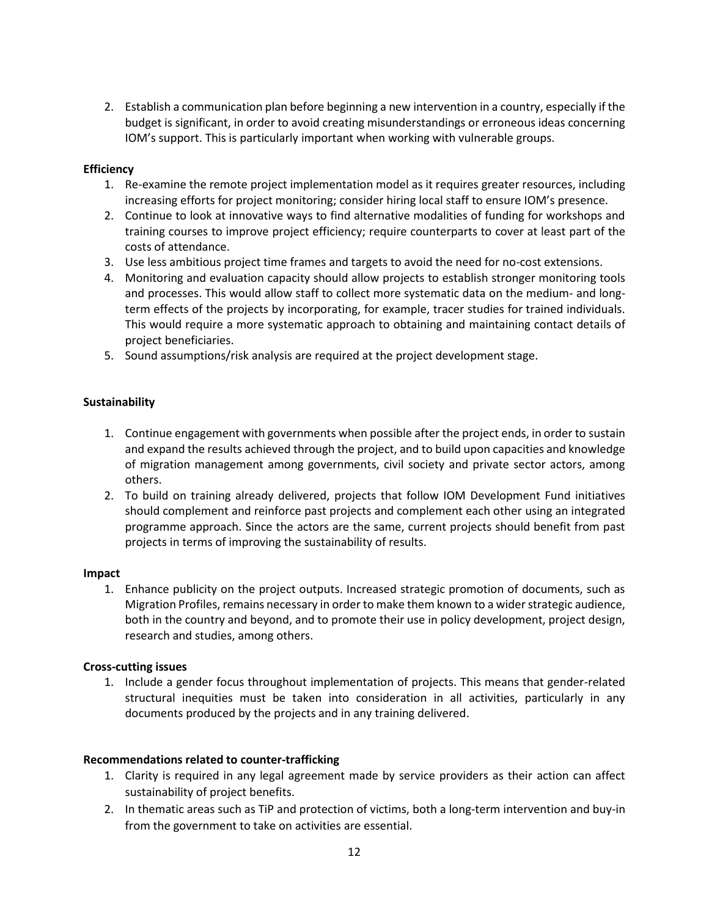2. Establish a communication plan before beginning a new intervention in a country, especially if the budget is significant, in order to avoid creating misunderstandings or erroneous ideas concerning IOM's support. This is particularly important when working with vulnerable groups.

**Efficiency**

1. Re-examine the remote project implementation model as it requires greater resources, including increasing efforts for project monitoring; consider hiring local staff to ensure IOM's presence.
2. Continue to look at innovative ways to find alternative modalities of funding for workshops and training courses to improve project efficiency; require counterparts to cover at least part of the costs of attendance.
3. Use less ambitious project time frames and targets to avoid the need for no-cost extensions.
4. Monitoring and evaluation capacity should allow projects to establish stronger monitoring tools and processes. This would allow staff to collect more systematic data on the medium- and long-term effects of the projects by incorporating, for example, tracer studies for trained individuals. This would require a more systematic approach to obtaining and maintaining contact details of project beneficiaries.
5. Sound assumptions/risk analysis are required at the project development stage.

**Sustainability**

1. Continue engagement with governments when possible after the project ends, in order to sustain and expand the results achieved through the project, and to build upon capacities and knowledge of migration management among governments, civil society and private sector actors, among others.
2. To build on training already delivered, projects that follow IOM Development Fund initiatives should complement and reinforce past projects and complement each other using an integrated programme approach. Since the actors are the same, current projects should benefit from past projects in terms of improving the sustainability of results.

**Impact**

1. Enhance publicity on the project outputs. Increased strategic promotion of documents, such as Migration Profiles, remains necessary in order to make them known to a wider strategic audience, both in the country and beyond, and to promote their use in policy development, project design, research and studies, among others.

**Cross-cutting issues**

1. Include a gender focus throughout implementation of projects. This means that gender-related structural inequities must be taken into consideration in all activities, particularly in any documents produced by the projects and in any training delivered.

**Recommendations related to counter-trafficking**

1. Clarity is required in any legal agreement made by service providers as their action can affect sustainability of project benefits.
2. In thematic areas such as TiP and protection of victims, both a long-term intervention and buy-in from the government to take on activities are essential.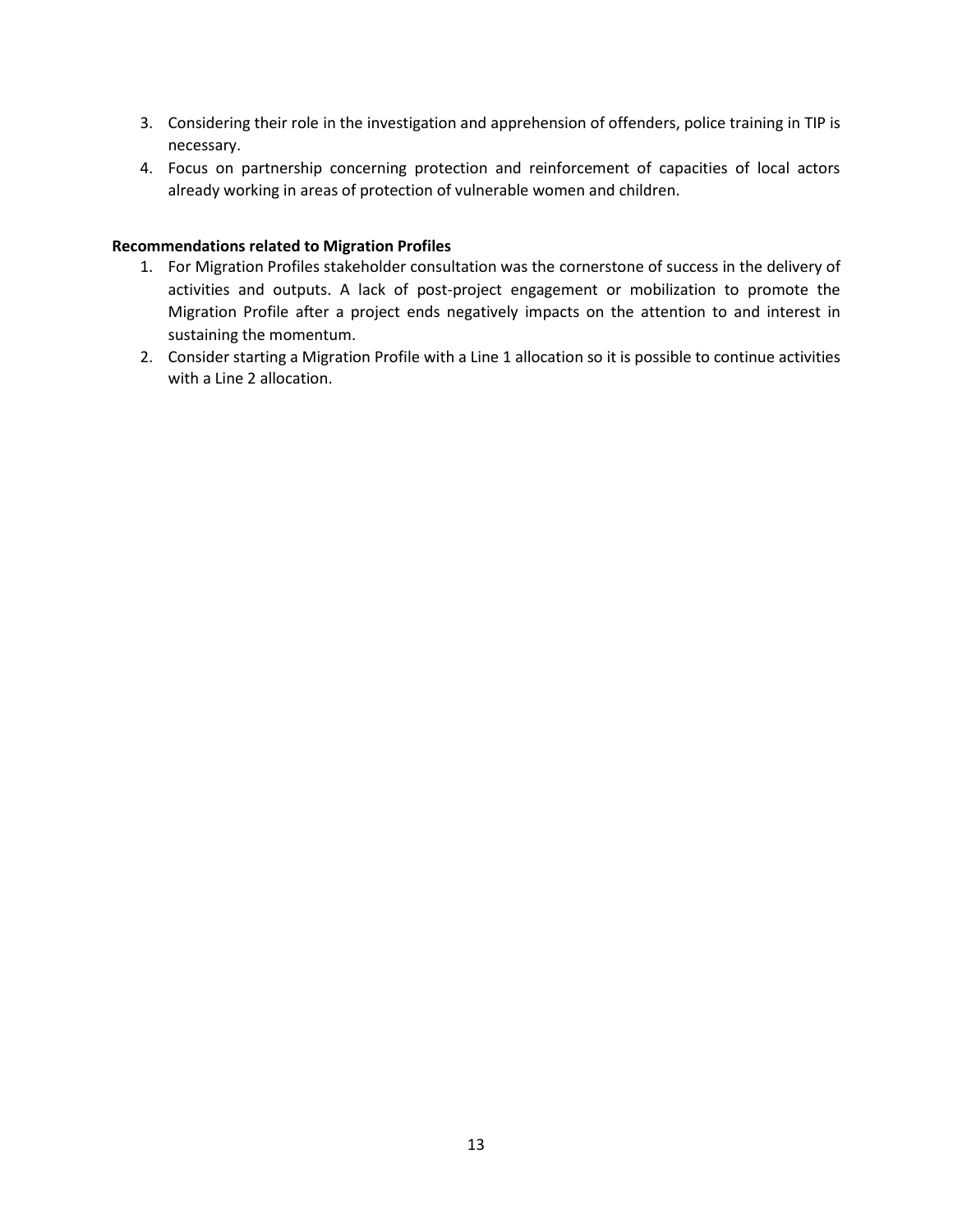3. Considering their role in the investigation and apprehension of offenders, police training in TIP is necessary.
4. Focus on partnership concerning protection and reinforcement of capacities of local actors already working in areas of protection of vulnerable women and children.

**Recommendations related to Migration Profiles**

1. For Migration Profiles stakeholder consultation was the cornerstone of success in the delivery of activities and outputs. A lack of post-project engagement or mobilization to promote the Migration Profile after a project ends negatively impacts on the attention to and interest in sustaining the momentum.
2. Consider starting a Migration Profile with a Line 1 allocation so it is possible to continue activities with a Line 2 allocation.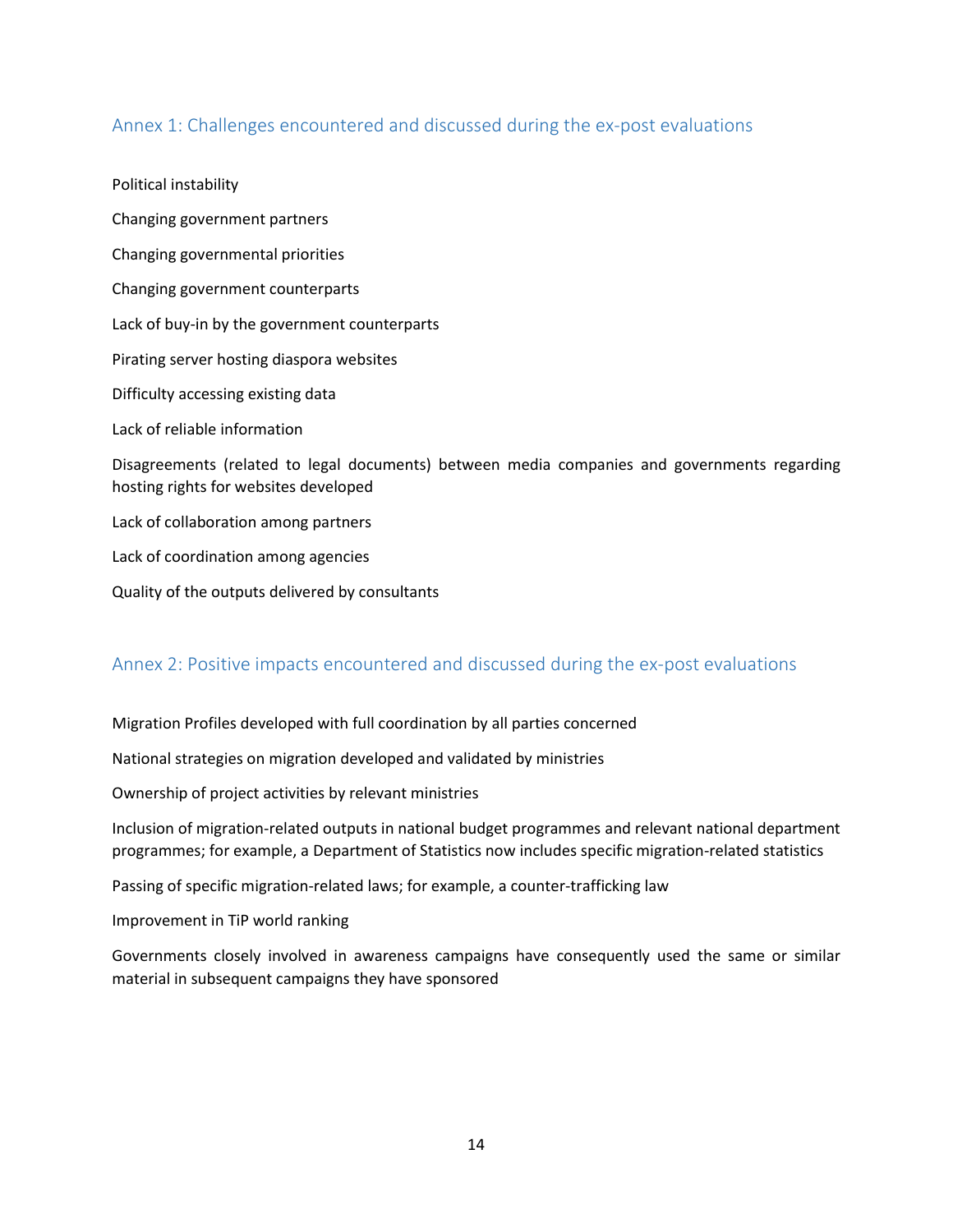## Annex 1: Challenges encountered and discussed during the ex-post evaluations

Political instability

Changing government partners

Changing governmental priorities

Changing government counterparts

Lack of buy-in by the government counterparts

Pirating server hosting diaspora websites

Difficulty accessing existing data

Lack of reliable information

Disagreements (related to legal documents) between media companies and governments regarding hosting rights for websites developed

Lack of collaboration among partners

Lack of coordination among agencies

Quality of the outputs delivered by consultants

## Annex 2: Positive impacts encountered and discussed during the ex-post evaluations

Migration Profiles developed with full coordination by all parties concerned

National strategies on migration developed and validated by ministries

Ownership of project activities by relevant ministries

Inclusion of migration-related outputs in national budget programmes and relevant national department programmes; for example, a Department of Statistics now includes specific migration-related statistics

Passing of specific migration-related laws; for example, a counter-trafficking law

Improvement in TiP world ranking

Governments closely involved in awareness campaigns have consequently used the same or similar material in subsequent campaigns they have sponsored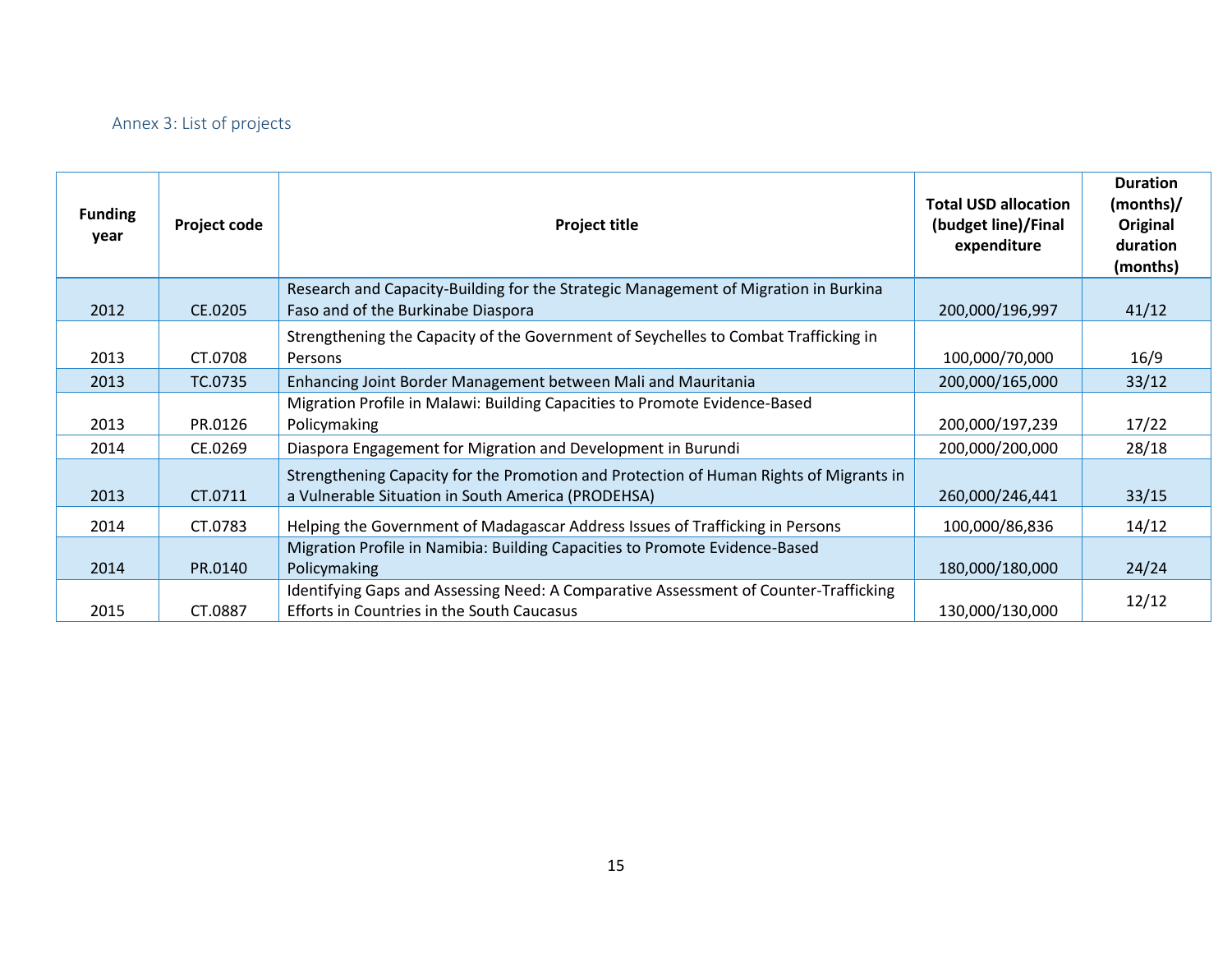## Annex 3: List of projects

| Funding year | Project code | Project title | Total USD allocation (budget line)/Final expenditure | Duration (months)/ Original duration (months) |
|---|---|---|---|---|
| 2012 | CE.0205 | Research and Capacity-Building for the Strategic Management of Migration in Burkina Faso and of the Burkinabe Diaspora | 200,000/196,997 | 41/12 |
| 2013 | CT.0708 | Strengthening the Capacity of the Government of Seychelles to Combat Trafficking in Persons | 100,000/70,000 | 16/9 |
| 2013 | TC.0735 | Enhancing Joint Border Management between Mali and Mauritania | 200,000/165,000 | 33/12 |
| 2013 | PR.0126 | Migration Profile in Malawi: Building Capacities to Promote Evidence-Based Policymaking | 200,000/197,239 | 17/22 |
| 2014 | CE.0269 | Diaspora Engagement for Migration and Development in Burundi | 200,000/200,000 | 28/18 |
| 2013 | CT.0711 | Strengthening Capacity for the Promotion and Protection of Human Rights of Migrants in a Vulnerable Situation in South America (PRODEHSA) | 260,000/246,441 | 33/15 |
| 2014 | CT.0783 | Helping the Government of Madagascar Address Issues of Trafficking in Persons | 100,000/86,836 | 14/12 |
| 2014 | PR.0140 | Migration Profile in Namibia: Building Capacities to Promote Evidence-Based Policymaking | 180,000/180,000 | 24/24 |
| 2015 | CT.0887 | Identifying Gaps and Assessing Need: A Comparative Assessment of Counter-Trafficking Efforts in Countries in the South Caucasus | 130,000/130,000 | 12/12 |